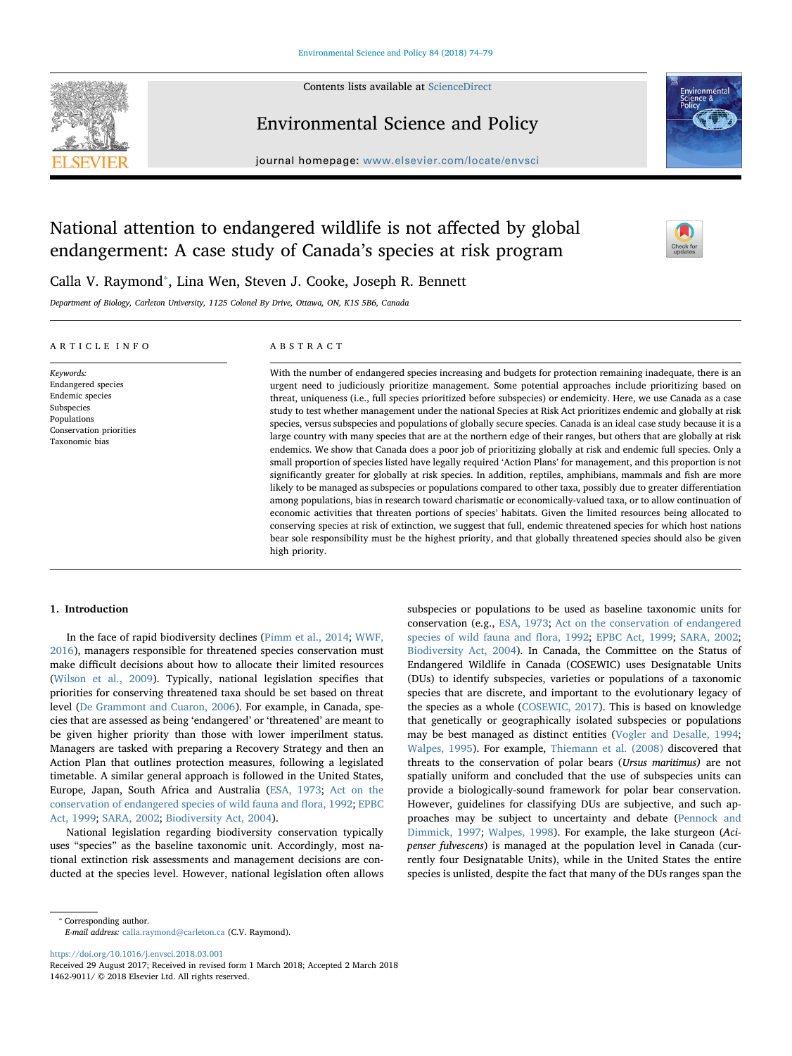# National attention to endangered wildlife is not affected by global endangerment: A case study of Canada's species at risk program

Calla V. Raymond*, Lina Wen, Steven J. Cooke, Joseph R. Bennett

*Department of Biology, Carleton University, 1125 Colonel By Drive, Ottawa, ON, K1S 5B6, Canada*

## ARTICLE INFO

*Keywords:*
Endangered species
Endemic species
Subspecies
Populations
Conservation priorities
Taxonomic bias

## ABSTRACT

With the number of endangered species increasing and budgets for protection remaining inadequate, there is an urgent need to judiciously prioritize management. Some potential approaches include prioritizing based on threat, uniqueness (i.e., full species prioritized before subspecies) or endemicity. Here, we use Canada as a case study to test whether management under the national Species at Risk Act prioritizes endemic and globally at risk species, versus subspecies and populations of globally secure species. Canada is an ideal case study because it is a large country with many species that are at the northern edge of their ranges, but others that are globally at risk endemics. We show that Canada does a poor job of prioritizing globally at risk and endemic full species. Only a small proportion of species listed have legally required 'Action Plans' for management, and this proportion is not significantly greater for globally at risk species. In addition, reptiles, amphibians, mammals and fish are more likely to be managed as subspecies or populations compared to other taxa, possibly due to greater differentiation among populations, bias in research toward charismatic or economically-valued taxa, or to allow continuation of economic activities that threaten portions of species' habitats. Given the limited resources being allocated to conserving species at risk of extinction, we suggest that full, endemic threatened species for which host nations bear sole responsibility must be the highest priority, and that globally threatened species should also be given high priority.

## 1. Introduction

In the face of rapid biodiversity declines (Pimm et al., 2014; WWF, 2016), managers responsible for threatened species conservation must make difficult decisions about how to allocate their limited resources (Wilson et al., 2009). Typically, national legislation specifies that priorities for conserving threatened taxa should be set based on threat level (De Grammont and Cuaron, 2006). For example, in Canada, species that are assessed as being 'endangered' or 'threatened' are meant to be given higher priority than those with lower imperilment status. Managers are tasked with preparing a Recovery Strategy and then an Action Plan that outlines protection measures, following a legislated timetable. A similar general approach is followed in the United States, Europe, Japan, South Africa and Australia (ESA, 1973; Act on the conservation of endangered species of wild fauna and flora, 1992; EPBC Act, 1999; SARA, 2002; Biodiversity Act, 2004).

National legislation regarding biodiversity conservation typically uses "species" as the baseline taxonomic unit. Accordingly, most national extinction risk assessments and management decisions are conducted at the species level. However, national legislation often allows subspecies or populations to be used as baseline taxonomic units for conservation (e.g., ESA, 1973; Act on the conservation of endangered species of wild fauna and flora, 1992; EPBC Act, 1999; SARA, 2002; Biodiversity Act, 2004). In Canada, the Committee on the Status of Endangered Wildlife in Canada (COSEWIC) uses Designatable Units (DUs) to identify subspecies, varieties or populations of a taxonomic species that are discrete, and important to the evolutionary legacy of the species as a whole (COSEWIC, 2017). This is based on knowledge that genetically or geographically isolated subspecies or populations may be best managed as distinct entities (Vogler and Desalle, 1994; Walpes, 1995). For example, Thiemann et al. (2008) discovered that threats to the conservation of polar bears (*Ursus maritimus)* are not spatially uniform and concluded that the use of subspecies units can provide a biologically-sound framework for polar bear conservation. However, guidelines for classifying DUs are subjective, and such approaches may be subject to uncertainty and debate (Pennock and Dimmick, 1997; Walpes, 1998). For example, the lake sturgeon (*Acipenser fulvescens*) is managed at the population level in Canada (currently four Designatable Units), while in the United States the entire species is unlisted, despite the fact that many of the DUs ranges span the

---

* Corresponding author.
*E-mail address:* calla.raymond@carleton.ca (C.V. Raymond).

https://doi.org/10.1016/j.envsci.2018.03.001
Received 29 August 2017; Received in revised form 1 March 2018; Accepted 2 March 2018
1462-9011/ © 2018 Elsevier Ltd. All rights reserved.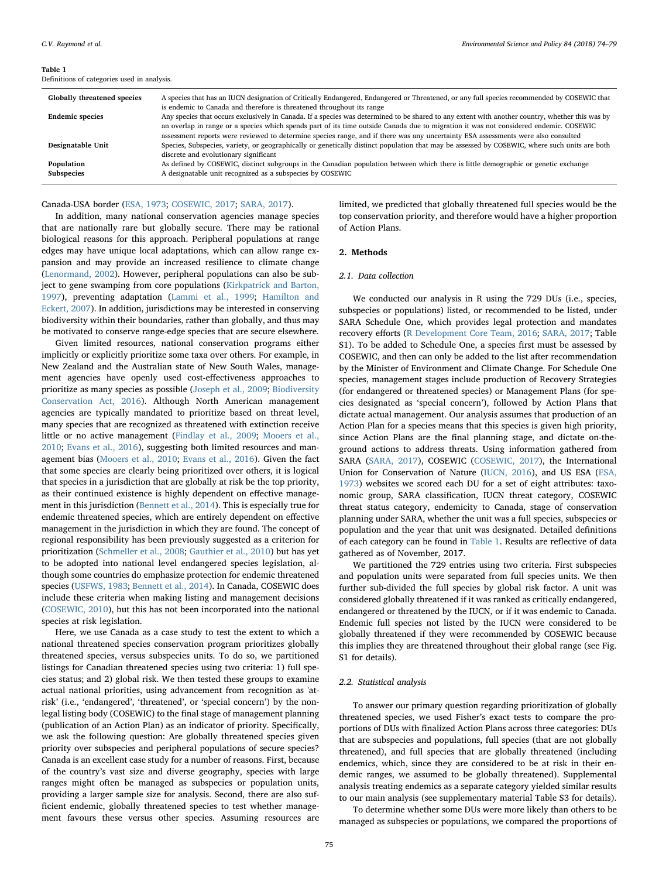Table 1
Definitions of categories used in analysis.

| | |
|---|---|
| **Globally threatened species** | A species that has an IUCN designation of Critically Endangered, Endangered or Threatened, or any full species recommended by COSEWIC that is endemic to Canada and therefore is threatened throughout its range |
| **Endemic species** | Any species that occurs exclusively in Canada. If a species was determined to be shared to any extent with another country, whether this was by an overlap in range or a species which spends part of its time outside Canada due to migration it was not considered endemic. COSEWIC assessment reports were reviewed to determine species range, and if there was any uncertainty ESA assessments were also consulted |
| **Designatable Unit** | Species, Subspecies, variety, or geographically or genetically distinct population that may be assessed by COSEWIC, where such units are both discrete and evolutionary significant |
| **Population** | As defined by COSEWIC, distinct subgroups in the Canadian population between which there is little demographic or genetic exchange |
| **Subspecies** | A designatable unit recognized as a subspecies by COSEWIC |

Canada-USA border (ESA, 1973; COSEWIC, 2017; SARA, 2017).

In addition, many national conservation agencies manage species that are nationally rare but globally secure. There may be rational biological reasons for this approach. Peripheral populations at range edges may have unique local adaptations, which can allow range expansion and may provide an increased resilience to climate change (Lenormand, 2002). However, peripheral populations can also be subject to gene swamping from core populations (Kirkpatrick and Barton, 1997), preventing adaptation (Lammi et al., 1999; Hamilton and Eckert, 2007). In addition, jurisdictions may be interested in conserving biodiversity within their boundaries, rather than globally, and thus may be motivated to conserve range-edge species that are secure elsewhere.

Given limited resources, national conservation programs either implicitly or explicitly prioritize some taxa over others. For example, in New Zealand and the Australian state of New South Wales, management agencies have openly used cost-effectiveness approaches to prioritize as many species as possible (Joseph et al., 2009; Biodiversity Conservation Act, 2016). Although North American management agencies are typically mandated to prioritize based on threat level, many species that are recognized as threatened with extinction receive little or no active management (Findlay et al., 2009; Mooers et al., 2010; Evans et al., 2016), suggesting both limited resources and management bias (Mooers et al., 2010; Evans et al., 2016). Given the fact that some species are clearly being prioritized over others, it is logical that species in a jurisdiction that are globally at risk be the top priority, as their continued existence is highly dependent on effective management in this jurisdiction (Bennett et al., 2014). This is especially true for endemic threatened species, which are entirely dependent on effective management in the jurisdiction in which they are found. The concept of regional responsibility has been previously suggested as a criterion for prioritization (Schmeller et al., 2008; Gauthier et al., 2010) but has yet to be adopted into national level endangered species legislation, although some countries do emphasize protection for endemic threatened species (USFWS, 1983; Bennett et al., 2014). In Canada, COSEWIC does include these criteria when making listing and management decisions (COSEWIC, 2010), but this has not been incorporated into the national species at risk legislation.

Here, we use Canada as a case study to test the extent to which a national threatened species conservation program prioritizes globally threatened species, versus subspecies units. To do so, we partitioned listings for Canadian threatened species using two criteria: 1) full species status; and 2) global risk. We then tested these groups to examine actual national priorities, using advancement from recognition as 'at-risk' (i.e., 'endangered', 'threatened', or 'special concern') by the non-legal listing body (COSEWIC) to the final stage of management planning (publication of an Action Plan) as an indicator of priority. Specifically, we ask the following question: Are globally threatened species given priority over subspecies and peripheral populations of secure species? Canada is an excellent case study for a number of reasons. First, because of the country's vast size and diverse geography, species with large ranges might often be managed as subspecies or population units, providing a larger sample size for analysis. Second, there are also sufficient endemic, globally threatened species to test whether management favours these versus other species. Assuming resources are limited, we predicted that globally threatened full species would be the top conservation priority, and therefore would have a higher proportion of Action Plans.

## 2. Methods

### 2.1. Data collection

We conducted our analysis in R using the 729 DUs (i.e., species, subspecies or populations) listed, or recommended to be listed, under SARA Schedule One, which provides legal protection and mandates recovery efforts (R Development Core Team, 2016; SARA, 2017; Table S1). To be added to Schedule One, a species first must be assessed by COSEWIC, and then can only be added to the list after recommendation by the Minister of Environment and Climate Change. For Schedule One species, management stages include production of Recovery Strategies (for endangered or threatened species) or Management Plans (for species designated as 'special concern'), followed by Action Plans that dictate actual management. Our analysis assumes that production of an Action Plan for a species means that this species is given high priority, since Action Plans are the final planning stage, and dictate on-the-ground actions to address threats. Using information gathered from SARA (SARA, 2017), COSEWIC (COSEWIC, 2017), the International Union for Conservation of Nature (IUCN, 2016), and US ESA (ESA, 1973) websites we scored each DU for a set of eight attributes: taxonomic group, SARA classification, IUCN threat category, COSEWIC threat status category, endemicity to Canada, stage of conservation planning under SARA, whether the unit was a full species, subspecies or population and the year that unit was designated. Detailed definitions of each category can be found in Table 1. Results are reflective of data gathered as of November, 2017.

We partitioned the 729 entries using two criteria. First subspecies and population units were separated from full species units. We then further sub-divided the full species by global risk factor. A unit was considered globally threatened if it was ranked as critically endangered, endangered or threatened by the IUCN, or if it was endemic to Canada. Endemic full species not listed by the IUCN were considered to be globally threatened if they were recommended by COSEWIC because this implies they are threatened throughout their global range (see Fig. S1 for details).

### 2.2. Statistical analysis

To answer our primary question regarding prioritization of globally threatened species, we used Fisher's exact tests to compare the proportions of DUs with finalized Action Plans across three categories: DUs that are subspecies and populations, full species (that are not globally threatened), and full species that are globally threatened (including endemics, which, since they are considered to be at risk in their endemic ranges, we assumed to be globally threatened). Supplemental analysis treating endemics as a separate category yielded similar results to our main analysis (see supplementary material Table S3 for details).

To determine whether some DUs were more likely than others to be managed as subspecies or populations, we compared the proportions of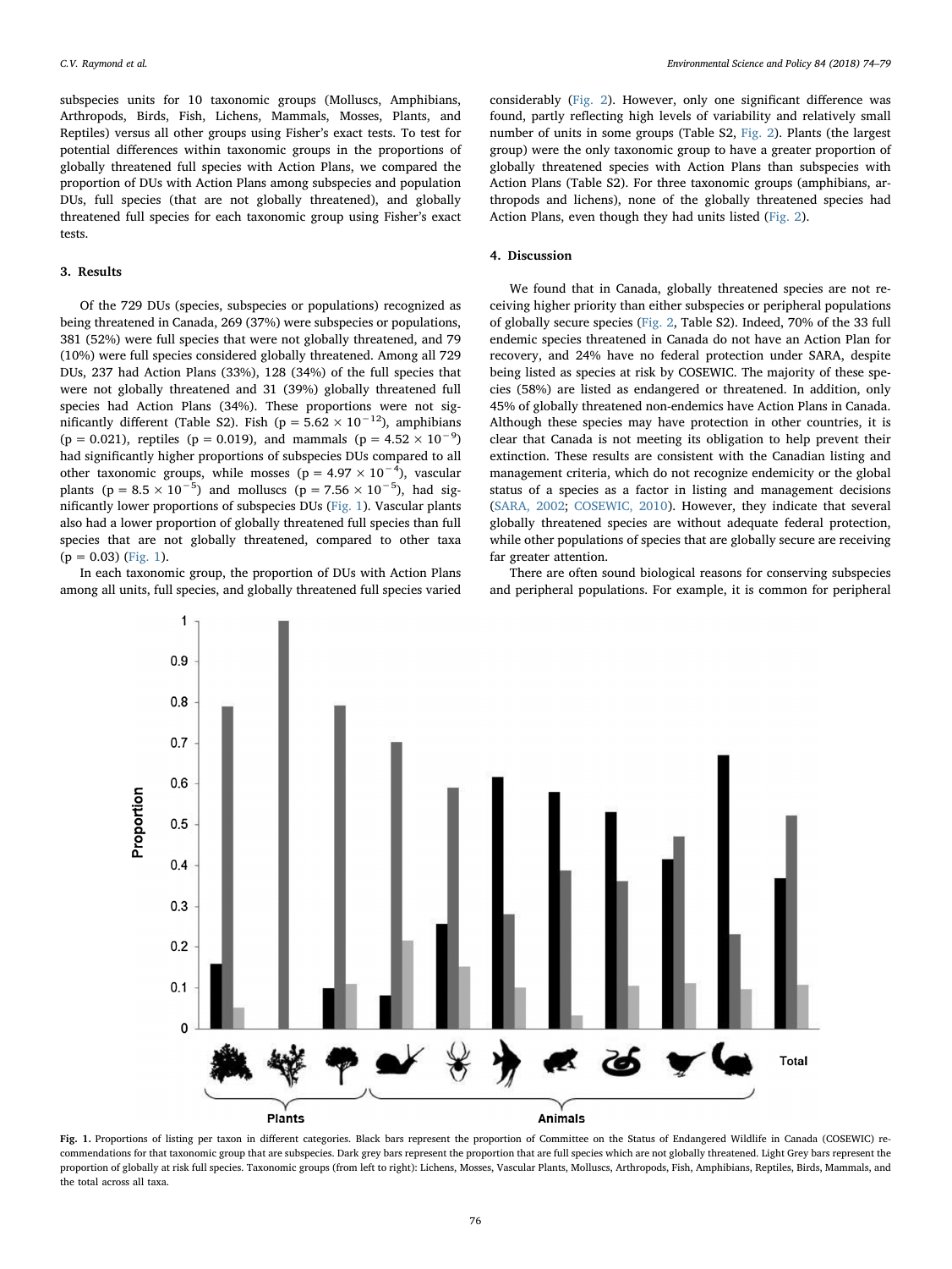subspecies units for 10 taxonomic groups (Molluscs, Amphibians, Arthropods, Birds, Fish, Lichens, Mammals, Mosses, Plants, and Reptiles) versus all other groups using Fisher's exact tests. To test for potential differences within taxonomic groups in the proportions of globally threatened full species with Action Plans, we compared the proportion of DUs with Action Plans among subspecies and population DUs, full species (that are not globally threatened), and globally threatened full species for each taxonomic group using Fisher's exact tests.

## 3. Results

Of the 729 DUs (species, subspecies or populations) recognized as being threatened in Canada, 269 (37%) were subspecies or populations, 381 (52%) were full species that were not globally threatened, and 79 (10%) were full species considered globally threatened. Among all 729 DUs, 237 had Action Plans (33%), 128 (34%) of the full species that were not globally threatened and 31 (39%) globally threatened full species had Action Plans (34%). These proportions were not significantly different (Table S2). Fish ($p = 5.62 \times 10^{-12}$), amphibians ($p = 0.021$), reptiles ($p = 0.019$), and mammals ($p = 4.52 \times 10^{-9}$) had significantly higher proportions of subspecies DUs compared to all other taxonomic groups, while mosses ($p = 4.97 \times 10^{-4}$), vascular plants ($p = 8.5 \times 10^{-5}$) and molluscs ($p = 7.56 \times 10^{-5}$), had significantly lower proportions of subspecies DUs (Fig. 1). Vascular plants also had a lower proportion of globally threatened full species than full species that are not globally threatened, compared to other taxa ($p = 0.03$) (Fig. 1).

In each taxonomic group, the proportion of DUs with Action Plans among all units, full species, and globally threatened full species varied considerably (Fig. 2). However, only one significant difference was found, partly reflecting high levels of variability and relatively small number of units in some groups (Table S2, Fig. 2). Plants (the largest group) were the only taxonomic group to have a greater proportion of globally threatened species with Action Plans than subspecies with Action Plans (Table S2). For three taxonomic groups (amphibians, arthropods and lichens), none of the globally threatened species had Action Plans, even though they had units listed (Fig. 2).

## 4. Discussion

We found that in Canada, globally threatened species are not receiving higher priority than either subspecies or peripheral populations of globally secure species (Fig. 2, Table S2). Indeed, 70% of the 33 full endemic species threatened in Canada do not have an Action Plan for recovery, and 24% have no federal protection under SARA, despite being listed as species at risk by COSEWIC. The majority of these species (58%) are listed as endangered or threatened. In addition, only 45% of globally threatened non-endemics have Action Plans in Canada. Although these species may have protection in other countries, it is clear that Canada is not meeting its obligation to help prevent their extinction. These results are consistent with the Canadian listing and management criteria, which do not recognize endemicity or the global status of a species as a factor in listing and management decisions (SARA, 2002; COSEWIC, 2010). However, they indicate that several globally threatened species are without adequate federal protection, while other populations of species that are globally secure are receiving far greater attention.

There are often sound biological reasons for conserving subspecies and peripheral populations. For example, it is common for peripheral

**Fig. 1.** Proportions of listing per taxon in different categories. Black bars represent the proportion of Committee on the Status of Endangered Wildlife in Canada (COSEWIC) recommendations for that taxonomic group that are subspecies. Dark grey bars represent the proportion that are full species which are not globally threatened. Light Grey bars represent the proportion of globally at risk full species. Taxonomic groups (from left to right): Lichens, Mosses, Vascular Plants, Molluscs, Arthropods, Fish, Amphibians, Reptiles, Birds, Mammals, and the total across all taxa.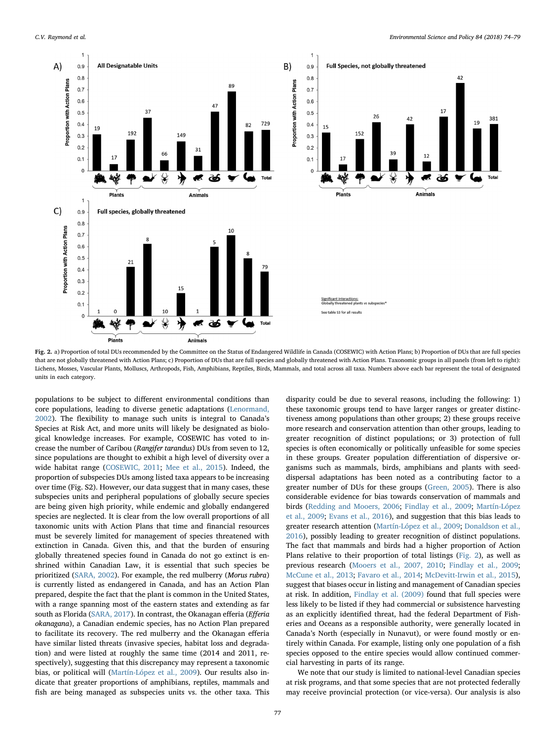Fig. 2. a) Proportion of total DUs recommended by the Committee on the Status of Endangered Wildlife in Canada (COSEWIC) with Action Plans; b) Proportion of DUs that are full species that are not globally threatened with Action Plans; c) Proportion of DUs that are full species and globally threatened with Action Plans. Taxonomic groups in all panels (from left to right): Lichens, Mosses, Vascular Plants, Molluscs, Arthropods, Fish, Amphibians, Reptiles, Birds, Mammals, and total across all taxa. Numbers above each bar represent the total of designated units in each category.

populations to be subject to different environmental conditions than core populations, leading to diverse genetic adaptations (Lenormand, 2002). The flexibility to manage such units is integral to Canada's Species at Risk Act, and more units will likely be designated as biological knowledge increases. For example, COSEWIC has voted to increase the number of Caribou (*Rangifer tarandus*) DUs from seven to 12, since populations are thought to exhibit a high level of diversity over a wide habitat range (COSEWIC, 2011; Mee et al., 2015). Indeed, the proportion of subspecies DUs among listed taxa appears to be increasing over time (Fig. S2). However, our data suggest that in many cases, these subspecies units and peripheral populations of globally secure species are being given high priority, while endemic and globally endangered species are neglected. It is clear from the low overall proportions of all taxonomic units with Action Plans that time and financial resources must be severely limited for management of species threatened with extinction in Canada. Given this, and that the burden of ensuring globally threatened species found in Canada do not go extinct is enshrined within Canadian Law, it is essential that such species be prioritized (SARA, 2002). For example, the red mulberry (*Morus rubra*) is currently listed as endangered in Canada, and has an Action Plan prepared, despite the fact that the plant is common in the United States, with a range spanning most of the eastern states and extending as far south as Florida (SARA, 2017). In contrast, the Okanagan efferia (*Efferia okanagana*), a Canadian endemic species, has no Action Plan prepared to facilitate its recovery. The red mulberry and the Okanagan efferia have similar listed threats (invasive species, habitat loss and degradation) and were listed at roughly the same time (2014 and 2011, respectively), suggesting that this discrepancy may represent a taxonomic bias, or political will (Martín-López et al., 2009). Our results also indicate that greater proportions of amphibians, reptiles, mammals and fish are being managed as subspecies units vs. the other taxa. This disparity could be due to several reasons, including the following: 1) these taxonomic groups tend to have larger ranges or greater distinctiveness among populations than other groups; 2) these groups receive more research and conservation attention than other groups, leading to greater recognition of distinct populations; or 3) protection of full species is often economically or politically unfeasible for some species in these groups. Greater population differentiation of dispersive organisms such as mammals, birds, amphibians and plants with seed-dispersal adaptations has been noted as a contributing factor to a greater number of DUs for these groups (Green, 2005). There is also considerable evidence for bias towards conservation of mammals and birds (Redding and Mooers, 2006; Findlay et al., 2009; Martín-López et al., 2009; Evans et al., 2016), and suggestion that this bias leads to greater research attention (Martín-López et al., 2009; Donaldson et al., 2016), possibly leading to greater recognition of distinct populations. The fact that mammals and birds had a higher proportion of Action Plans relative to their proportion of total listings (Fig. 2), as well as previous research (Mooers et al., 2007, 2010; Findlay et al., 2009; McCune et al., 2013; Favaro et al., 2014; McDevitt-Irwin et al., 2015), suggest that biases occur in listing and management of Canadian species at risk. In addition, Findlay et al. (2009) found that full species were less likely to be listed if they had commercial or subsistence harvesting as an explicitly identified threat, had the federal Department of Fisheries and Oceans as a responsible authority, were generally located in Canada's North (especially in Nunavut), or were found mostly or entirely within Canada. For example, listing only one population of a fish species opposed to the entire species would allow continued commercial harvesting in parts of its range.

We note that our study is limited to national-level Canadian species at risk programs, and that some species that are not protected federally may receive provincial protection (or vice-versa). Our analysis is also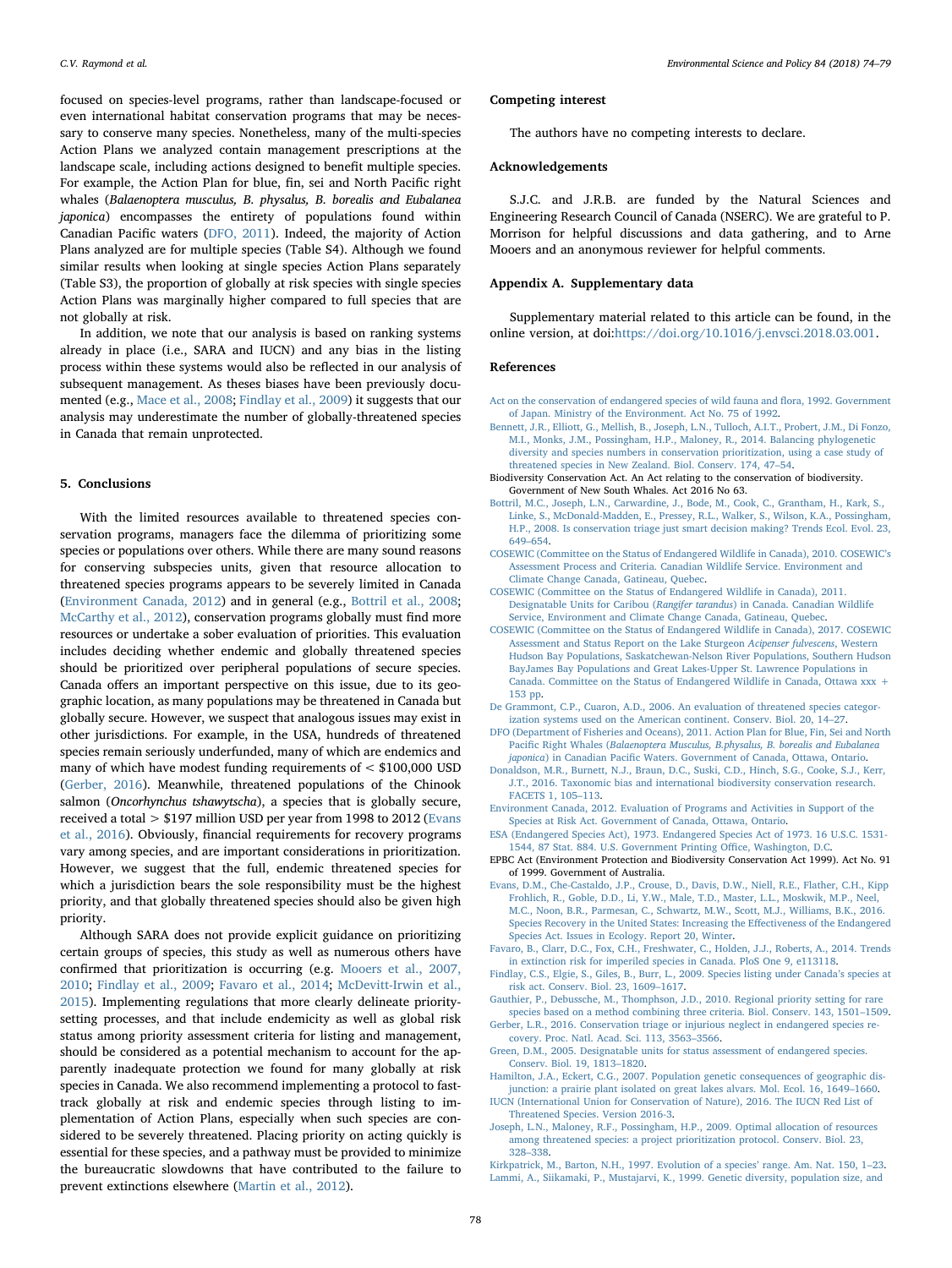focused on species-level programs, rather than landscape-focused or even international habitat conservation programs that may be necessary to conserve many species. Nonetheless, many of the multi-species Action Plans we analyzed contain management prescriptions at the landscape scale, including actions designed to benefit multiple species. For example, the Action Plan for blue, fin, sei and North Pacific right whales (*Balaenoptera musculus, B. physalus, B. borealis and Eubalanea japonica*) encompasses the entirety of populations found within Canadian Pacific waters (DFO, 2011). Indeed, the majority of Action Plans analyzed are for multiple species (Table S4). Although we found similar results when looking at single species Action Plans separately (Table S3), the proportion of globally at risk species with single species Action Plans was marginally higher compared to full species that are not globally at risk.

In addition, we note that our analysis is based on ranking systems already in place (i.e., SARA and IUCN) and any bias in the listing process within these systems would also be reflected in our analysis of subsequent management. As theses biases have been previously documented (e.g., Mace et al., 2008; Findlay et al., 2009) it suggests that our analysis may underestimate the number of globally-threatened species in Canada that remain unprotected.

## 5. Conclusions

With the limited resources available to threatened species conservation programs, managers face the dilemma of prioritizing some species or populations over others. While there are many sound reasons for conserving subspecies units, given that resource allocation to threatened species programs appears to be severely limited in Canada (Environment Canada, 2012) and in general (e.g., Bottril et al., 2008; McCarthy et al., 2012), conservation programs globally must find more resources or undertake a sober evaluation of priorities. This evaluation includes deciding whether endemic and globally threatened species should be prioritized over peripheral populations of secure species. Canada offers an important perspective on this issue, due to its geographic location, as many populations may be threatened in Canada but globally secure. However, we suspect that analogous issues may exist in other jurisdictions. For example, in the USA, hundreds of threatened species remain seriously underfunded, many of which are endemics and many of which have modest funding requirements of < $100,000 USD (Gerber, 2016). Meanwhile, threatened populations of the Chinook salmon (*Oncorhynchus tshawytscha*), a species that is globally secure, received a total > $197 million USD per year from 1998 to 2012 (Evans et al., 2016). Obviously, financial requirements for recovery programs vary among species, and are important considerations in prioritization. However, we suggest that the full, endemic threatened species for which a jurisdiction bears the sole responsibility must be the highest priority, and that globally threatened species should also be given high priority.

Although SARA does not provide explicit guidance on prioritizing certain groups of species, this study as well as numerous others have confirmed that prioritization is occurring (e.g. Mooers et al., 2007, 2010; Findlay et al., 2009; Favaro et al., 2014; McDevitt-Irwin et al., 2015). Implementing regulations that more clearly delineate priority-setting processes, and that include endemicity as well as global risk status among priority assessment criteria for listing and management, should be considered as a potential mechanism to account for the apparently inadequate protection we found for many globally at risk species in Canada. We also recommend implementing a protocol to fast-track globally at risk and endemic species through listing to implementation of Action Plans, especially when such species are considered to be severely threatened. Placing priority on acting quickly is essential for these species, and a pathway must be provided to minimize the bureaucratic slowdowns that have contributed to the failure to prevent extinctions elsewhere (Martin et al., 2012).

## Competing interest

The authors have no competing interests to declare.

## Acknowledgements

S.J.C. and J.R.B. are funded by the Natural Sciences and Engineering Research Council of Canada (NSERC). We are grateful to P. Morrison for helpful discussions and data gathering, and to Arne Mooers and an anonymous reviewer for helpful comments.

## Appendix A. Supplementary data

Supplementary material related to this article can be found, in the online version, at doi:https://doi.org/10.1016/j.envsci.2018.03.001.

## References

Act on the conservation of endangered species of wild fauna and flora, 1992. Government of Japan. Ministry of the Environment. Act No. 75 of 1992.

Bennett, J.R., Elliott, G., Mellish, B., Joseph, L.N., Tulloch, A.I.T., Probert, J.M., Di Fonzo, M.I., Monks, J.M., Possingham, H.P., Maloney, R., 2014. Balancing phylogenetic diversity and species numbers in conservation prioritization, using a case study of threatened species in New Zealand. Biol. Conserv. 174, 47–54.

Biodiversity Conservation Act. An Act relating to the conservation of biodiversity. Government of New South Whales. Act 2016 No 63.

Bottril, M.C., Joseph, L.N., Carwardine, J., Bode, M., Cook, C., Grantham, H., Kark, S., Linke, S., McDonald-Madden, E., Pressey, R.L., Walker, S., Wilson, K.A., Possingham, H.P., 2008. Is conservation triage just smart decision making? Trends Ecol. Evol. 23, 649–654.

COSEWIC (Committee on the Status of Endangered Wildlife in Canada), 2010. COSEWIC's Assessment Process and Criteria. Canadian Wildlife Service. Environment and Climate Change Canada, Gatineau, Quebec.

COSEWIC (Committee on the Status of Endangered Wildlife in Canada), 2011. Designatable Units for Caribou (*Rangifer tarandus*) in Canada. Canadian Wildlife Service, Environment and Climate Change Canada, Gatineau, Quebec.

COSEWIC (Committee on the Status of Endangered Wildlife in Canada), 2017. COSEWIC Assessment and Status Report on the Lake Sturgeon *Acipenser fulvescens*, Western Hudson Bay Populations, Saskatchewan-Nelson River Populations, Southern Hudson BayJames Bay Populations and Great Lakes-Upper St. Lawrence Populations in Canada. Committee on the Status of Endangered Wildlife in Canada, Ottawa xxx + 153 pp.

De Grammont, C.P., Cuaron, A.D., 2006. An evaluation of threatened species categorization systems used on the American continent. Conserv. Biol. 20, 14–27.

DFO (Department of Fisheries and Oceans), 2011. Action Plan for Blue, Fin, Sei and North Pacific Right Whales (*Balaenoptera Musculus, B.physalus, B. borealis and Eubalanea japonica*) in Canadian Pacific Waters. Government of Canada, Ottawa, Ontario.

Donaldson, M.R., Burnett, N.J., Braun, D.C., Suski, C.D., Hinch, S.G., Cooke, S.J., Kerr, J.T., 2016. Taxonomic bias and international biodiversity conservation research. FACETS 1, 105–113.

Environment Canada, 2012. Evaluation of Programs and Activities in Support of the Species at Risk Act. Government of Canada, Ottawa, Ontario.

ESA (Endangered Species Act), 1973. Endangered Species Act of 1973. 16 U.S.C. 1531-1544, 87 Stat. 884. U.S. Government Printing Office, Washington, D.C.

EPBC Act (Environment Protection and Biodiversity Conservation Act 1999). Act No. 91 of 1999. Government of Australia.

Evans, D.M., Che-Castaldo, J.P., Crouse, D., Davis, D.W., Niell, R.E., Flather, C.H., Kipp Frohlich, R.K., Goble, D.D., Li, Y.W., Male, T.D., Master, L.L., Moskwik, M.P., Neel, M.C., Noon, B.R., Parmesan, C., Schwartz, M.W., Scott, M.J., Williams, B.K., 2016. Species Recovery in the United States: Increasing the Effectiveness of the Endangered Species Act. Issues in Ecology. Report 20, Winter.

Favaro, B., Clarr, D.C., Fox, C.H., Freshwater, C., Holden, J.J., Roberts, A., 2014. Trends in extinction risk for imperiled species in Canada. PloS One 9, e113118.

Findlay, C.S., Elgie, S., Giles, B., Burr, L., 2009. Species listing under Canada's species at risk act. Conserv. Biol. 23, 1609–1617.

Gauthier, P., Debussche, M., Thomphson, J.D., 2010. Regional priority setting for rare species based on a method combining three criteria. Biol. Conserv. 143, 1501–1509.

Gerber, L.R., 2016. Conservation triage or injurious neglect in endangered species recovery. Proc. Natl. Acad. Sci. 113, 3563–3566.

Green, D.M., 2005. Designatable units for status assessment of endangered species. Conserv. Biol. 19, 1813–1820.

Hamilton, J.A., Eckert, C.G., 2007. Population genetic consequences of geographic disjunction: a prairie plant isolated on great lakes alvars. Mol. Ecol. 16, 1649–1660.

IUCN (International Union for Conservation of Nature), 2016. The IUCN Red List of Threatened Species. Version 2016-3.

Joseph, L.N., Maloney, R.F., Possingham, H.P., 2009. Optimal allocation of resources among threatened species: a project prioritization protocol. Conserv. Biol. 23, 328–338.

Kirkpatrick, M., Barton, N.H., 1997. Evolution of a species' range. Am. Nat. 150, 1–23.

Lammi, A., Siikamaki, P., Mustajarvi, K., 1999. Genetic diversity, population size, and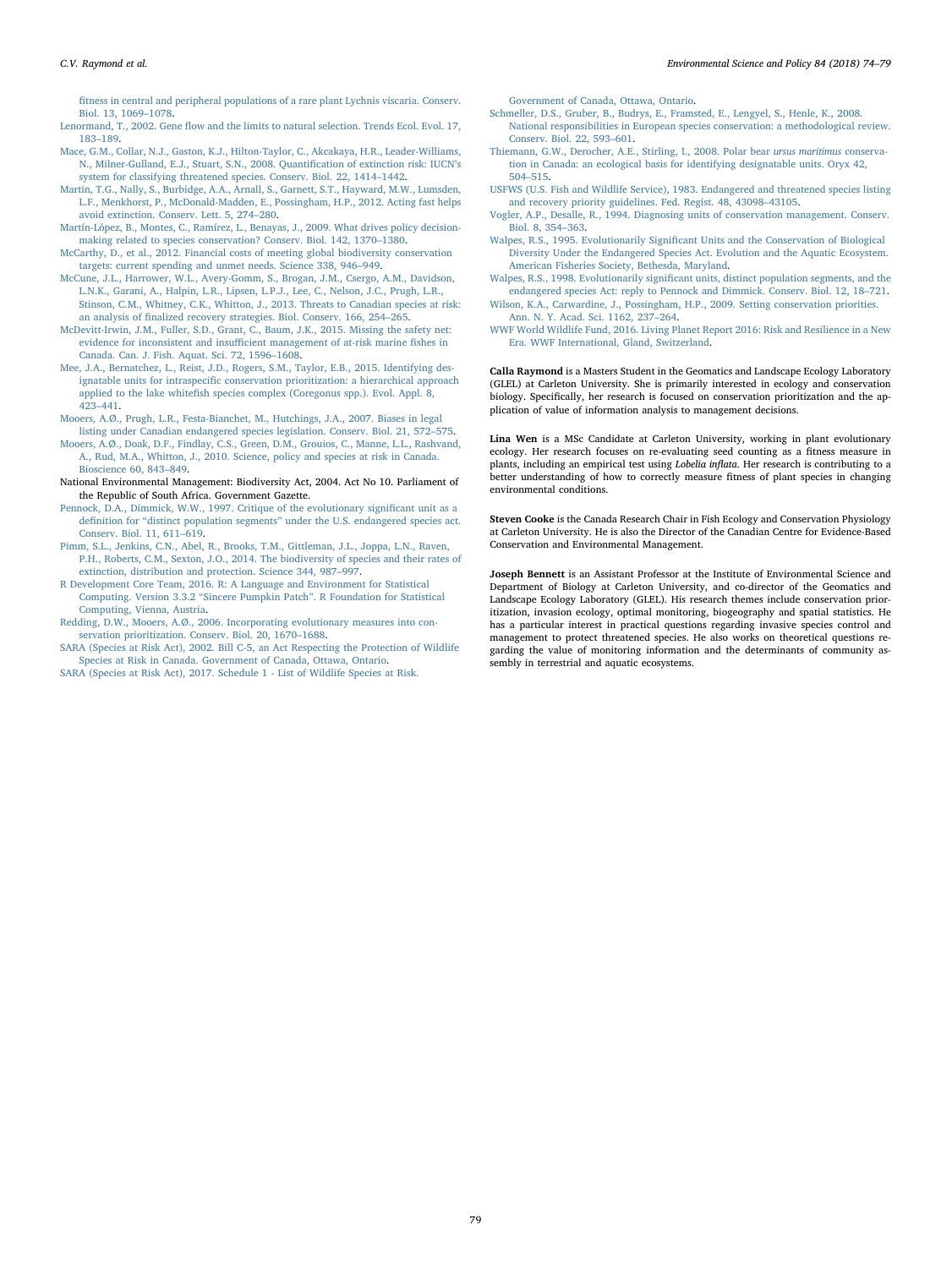fitness in central and peripheral populations of a rare plant Lychnis viscaria. Conserv. Biol. 13, 1069–1078.

Lenormand, T., 2002. Gene flow and the limits to natural selection. Trends Ecol. Evol. 17, 183–189.

Mace, G.M., Collar, N.J., Gaston, K.J., Hilton-Taylor, C., Akcakaya, H.R., Leader-Williams, N., Milner-Gulland, E.J., Stuart, S.N., 2008. Quantification of extinction risk: IUCN's system for classifying threatened species. Conserv. Biol. 22, 1414–1442.

Martin, T.G., Nally, S., Burbidge, A.A., Arnall, S., Garnett, S.T., Hayward, M.W., Lumsden, L.F., Menkhorst, P., McDonald-Madden, E., Possingham, H.P., 2012. Acting fast helps avoid extinction. Conserv. Lett. 5, 274–280.

Martín-López, B., Montes, C., Ramírez, L., Benayas, J., 2009. What drives policy decision-making related to species conservation? Conserv. Biol. 142, 1370–1380.

McCarthy, D., et al., 2012. Financial costs of meeting global biodiversity conservation targets: current spending and unmet needs. Science 338, 946–949.

McCune, J.L., Harrower, W.L., Avery-Gomm, S., Brogan, J.M., Csergo, A.M., Davidson, L.N.K., Garani, A., Halpin, L.R., Lipsen, L.P.J., Lee, C., Nelson, J.C., Prugh, L.R., Stinson, C.M., Whitney, C.K., Whitton, J., 2013. Threats to Canadian species at risk: an analysis of finalized recovery strategies. Biol. Conserv. 166, 254–265.

McDevitt-Irwin, J.M., Fuller, S.D., Grant, C., Baum, J.K., 2015. Missing the safety net: evidence for inconsistent and insufficient management of at-risk marine fishes in Canada. Can. J. Fish. Aquat. Sci. 72, 1596–1608.

Mee, J.A., Bernatchez, L., Reist, J.D., Rogers, S.M., Taylor, E.B., 2015. Identifying designatable units for intraspecific conservation prioritization: a hierarchical approach applied to the lake whitefish species complex (Coregonus spp.). Evol. Appl. 8, 423–441.

Mooers, A.Ø., Prugh, L.R., Festa-Bianchet, M., Hutchings, J.A., 2007. Biases in legal listing under Canadian endangered species legislation. Conserv. Biol. 21, 572–575.

Mooers, A.Ø., Doak, D.F., Findlay, C.S., Green, D.M., Grouios, C., Manne, L.L., Rashvand, A., Rud, M.A., Whitton, J., 2010. Science, policy and species at risk in Canada. Bioscience 60, 843–849.

National Environmental Management: Biodiversity Act, 2004. Act No 10. Parliament of the Republic of South Africa. Government Gazette.

Pennock, D.A., Dimmick, W.W., 1997. Critique of the evolutionary significant unit as a definition for "distinct population segments" under the U.S. endangered species act. Conserv. Biol. 11, 611–619.

Pimm, S.L., Jenkins, C.N., Abel, R., Brooks, T.M., Gittleman, J.L., Joppa, L.N., Raven, P.H., Roberts, C.M., Sexton, J.O., 2014. The biodiversity of species and their rates of extinction, distribution and protection. Science 344, 987–997.

R Development Core Team, 2016. R: A Language and Environment for Statistical Computing. Version 3.3.2 "Sincere Pumpkin Patch". R Foundation for Statistical Computing, Vienna, Austria.

Redding, D.W., Mooers, A.Ø., 2006. Incorporating evolutionary measures into conservation prioritization. Conserv. Biol. 20, 1670–1688.

SARA (Species at Risk Act), 2002. Bill C-5, an Act Respecting the Protection of Wildlife Species at Risk in Canada. Government of Canada, Ottawa, Ontario.

SARA (Species at Risk Act), 2017. Schedule 1 - List of Wildlife Species at Risk. Government of Canada, Ottawa, Ontario.

Schmeller, D.S., Gruber, B., Budrys, E., Framsted, E., Lengyel, S., Henle, K., 2008. National responsibilities in European species conservation: a methodological review. Conserv. Biol. 22, 593–601.

Thiemann, G.W., Derocher, A.E., Stirling, I., 2008. Polar bear *ursus maritimus* conservation in Canada: an ecological basis for identifying designatable units. Oryx 42, 504–515.

USFWS (U.S. Fish and Wildlife Service), 1983. Endangered and threatened species listing and recovery priority guidelines. Fed. Regist. 48, 43098–43105.

Vogler, A.P., Desalle, R., 1994. Diagnosing units of conservation management. Conserv. Biol. 8, 354–363.

Walpes, R.S., 1995. Evolutionarily Significant Units and the Conservation of Biological Diversity Under the Endangered Species Act. Evolution and the Aquatic Ecosystem. American Fisheries Society, Bethesda, Maryland.

Walpes, R.S., 1998. Evolutionarily significant units, distinct population segments, and the endangered species Act: reply to Pennock and Dimmick. Conserv. Biol. 12, 18–721.

Wilson, K.A., Carwardine, J., Possingham, H.P., 2009. Setting conservation priorities. Ann. N. Y. Acad. Sci. 1162, 237–264.

WWF World Wildlife Fund, 2016. Living Planet Report 2016: Risk and Resilience in a New Era. WWF International, Gland, Switzerland.

**Calla Raymond** is a Masters Student in the Geomatics and Landscape Ecology Laboratory (GLEL) at Carleton University. She is primarily interested in ecology and conservation biology. Specifically, her research is focused on conservation prioritization and the application of value of information analysis to management decisions.

**Lina Wen** is a MSc Candidate at Carleton University, working in plant evolutionary ecology. Her research focuses on re-evaluating seed counting as a fitness measure in plants, including an empirical test using *Lobelia inflata*. Her research is contributing to a better understanding of how to correctly measure fitness of plant species in changing environmental conditions.

**Steven Cooke** is the Canada Research Chair in Fish Ecology and Conservation Physiology at Carleton University. He is also the Director of the Canadian Centre for Evidence-Based Conservation and Environmental Management.

**Joseph Bennett** is an Assistant Professor at the Institute of Environmental Science and Department of Biology at Carleton University, and co-director of the Geomatics and Landscape Ecology Laboratory (GLEL). His research themes include conservation prioritization, invasion ecology, optimal monitoring, biogeography and spatial statistics. He has a particular interest in practical questions regarding invasive species control and management to protect threatened species. He also works on theoretical questions regarding the value of monitoring information and the determinants of community assembly in terrestrial and aquatic ecosystems.